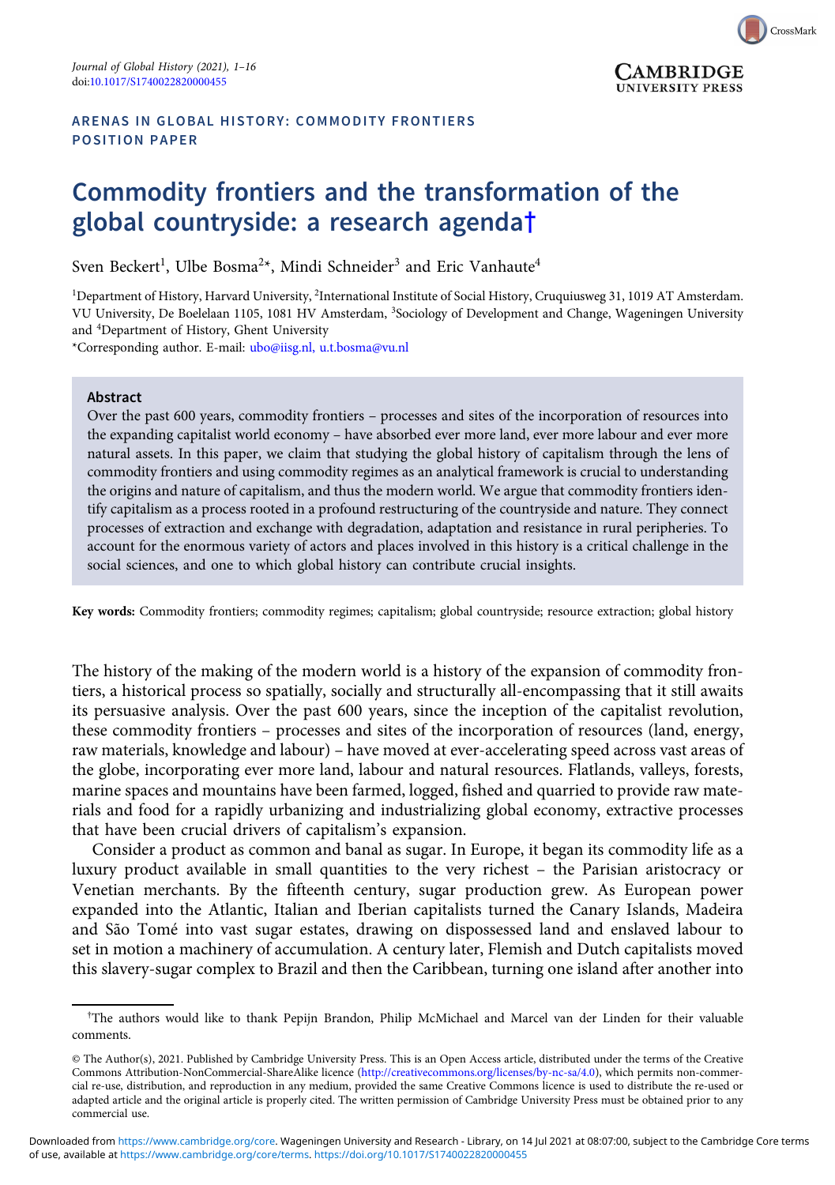ARENAS IN GLOBAL HISTORY: COMMODITY FRONTIERS
POSITION PAPER

# Commodity frontiers and the transformation of the global countryside: a research agenda†

Sven Beckert[1], Ulbe Bosma[2*], Mindi Schneider[3] and Eric Vanhaute[4]

[1]Department of History, Harvard University, [2]International Institute of Social History, Cruquiusweg 31, 1019 AT Amsterdam. VU University, De Boelelaan 1105, 1081 HV Amsterdam, [3]Sociology of Development and Change, Wageningen University and [4]Department of History, Ghent University

*Corresponding author. E-mail: ubo@iisg.nl, u.t.bosma@vu.nl

## Abstract

Over the past 600 years, commodity frontiers – processes and sites of the incorporation of resources into the expanding capitalist world economy – have absorbed ever more land, ever more labour and ever more natural assets. In this paper, we claim that studying the global history of capitalism through the lens of commodity frontiers and using commodity regimes as an analytical framework is crucial to understanding the origins and nature of capitalism, and thus the modern world. We argue that commodity frontiers identify capitalism as a process rooted in a profound restructuring of the countryside and nature. They connect processes of extraction and exchange with degradation, adaptation and resistance in rural peripheries. To account for the enormous variety of actors and places involved in this history is a critical challenge in the social sciences, and one to which global history can contribute crucial insights.

**Key words:** Commodity frontiers; commodity regimes; capitalism; global countryside; resource extraction; global history

The history of the making of the modern world is a history of the expansion of commodity frontiers, a historical process so spatially, socially and structurally all-encompassing that it still awaits its persuasive analysis. Over the past 600 years, since the inception of the capitalist revolution, these commodity frontiers – processes and sites of the incorporation of resources (land, energy, raw materials, knowledge and labour) – have moved at ever-accelerating speed across vast areas of the globe, incorporating ever more land, labour and natural resources. Flatlands, valleys, forests, marine spaces and mountains have been farmed, logged, fished and quarried to provide raw materials and food for a rapidly urbanizing and industrializing global economy, extractive processes that have been crucial drivers of capitalism's expansion.

Consider a product as common and banal as sugar. In Europe, it began its commodity life as a luxury product available in small quantities to the very richest – the Parisian aristocracy or Venetian merchants. By the fifteenth century, sugar production grew. As European power expanded into the Atlantic, Italian and Iberian capitalists turned the Canary Islands, Madeira and São Tomé into vast sugar estates, drawing on dispossessed land and enslaved labour to set in motion a machinery of accumulation. A century later, Flemish and Dutch capitalists moved this slavery-sugar complex to Brazil and then the Caribbean, turning one island after another into

†The authors would like to thank Pepijn Brandon, Philip McMichael and Marcel van der Linden for their valuable comments.

© The Author(s), 2021. Published by Cambridge University Press. This is an Open Access article, distributed under the terms of the Creative Commons Attribution-NonCommercial-ShareAlike licence (http://creativecommons.org/licenses/by-nc-sa/4.0), which permits non-commercial re-use, distribution, and reproduction in any medium, provided the same Creative Commons licence is used to distribute the re-used or adapted article and the original article is properly cited. The written permission of Cambridge University Press must be obtained prior to any commercial use.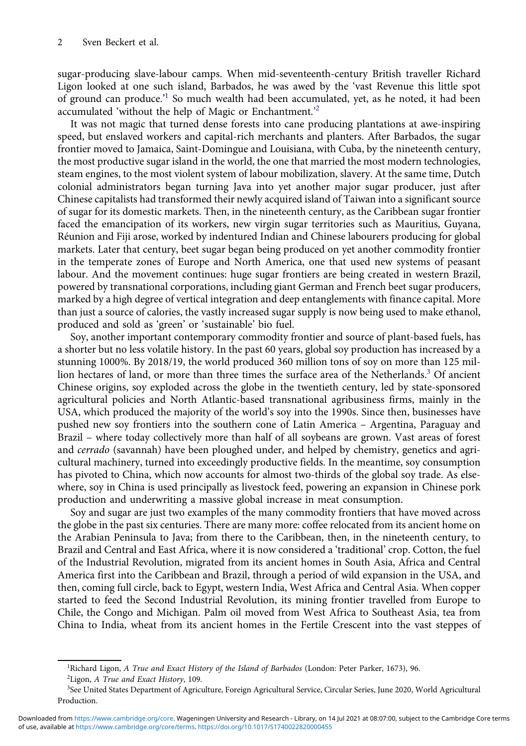sugar-producing slave-labour camps. When mid-seventeenth-century British traveller Richard Ligon looked at one such island, Barbados, he was awed by the 'vast Revenue this little spot of ground can produce.'[1] So much wealth had been accumulated, yet, as he noted, it had been accumulated 'without the help of Magic or Enchantment.'[2]

It was not magic that turned dense forests into cane producing plantations at awe-inspiring speed, but enslaved workers and capital-rich merchants and planters. After Barbados, the sugar frontier moved to Jamaica, Saint-Domingue and Louisiana, with Cuba, by the nineteenth century, the most productive sugar island in the world, the one that married the most modern technologies, steam engines, to the most violent system of labour mobilization, slavery. At the same time, Dutch colonial administrators began turning Java into yet another major sugar producer, just after Chinese capitalists had transformed their newly acquired island of Taiwan into a significant source of sugar for its domestic markets. Then, in the nineteenth century, as the Caribbean sugar frontier faced the emancipation of its workers, new virgin sugar territories such as Mauritius, Guyana, Réunion and Fiji arose, worked by indentured Indian and Chinese labourers producing for global markets. Later that century, beet sugar began being produced on yet another commodity frontier in the temperate zones of Europe and North America, one that used new systems of peasant labour. And the movement continues: huge sugar frontiers are being created in western Brazil, powered by transnational corporations, including giant German and French beet sugar producers, marked by a high degree of vertical integration and deep entanglements with finance capital. More than just a source of calories, the vastly increased sugar supply is now being used to make ethanol, produced and sold as 'green' or 'sustainable' bio fuel.

Soy, another important contemporary commodity frontier and source of plant-based fuels, has a shorter but no less volatile history. In the past 60 years, global soy production has increased by a stunning 1000%. By 2018/19, the world produced 360 million tons of soy on more than 125 million hectares of land, or more than three times the surface area of the Netherlands.[3] Of ancient Chinese origins, soy exploded across the globe in the twentieth century, led by state-sponsored agricultural policies and North Atlantic-based transnational agribusiness firms, mainly in the USA, which produced the majority of the world's soy into the 1990s. Since then, businesses have pushed new soy frontiers into the southern cone of Latin America – Argentina, Paraguay and Brazil – where today collectively more than half of all soybeans are grown. Vast areas of forest and *cerrado* (savannah) have been ploughed under, and helped by chemistry, genetics and agricultural machinery, turned into exceedingly productive fields. In the meantime, soy consumption has pivoted to China, which now accounts for almost two-thirds of the global soy trade. As elsewhere, soy in China is used principally as livestock feed, powering an expansion in Chinese pork production and underwriting a massive global increase in meat consumption.

Soy and sugar are just two examples of the many commodity frontiers that have moved across the globe in the past six centuries. There are many more: coffee relocated from its ancient home on the Arabian Peninsula to Java; from there to the Caribbean, then, in the nineteenth century, to Brazil and Central and East Africa, where it is now considered a 'traditional' crop. Cotton, the fuel of the Industrial Revolution, migrated from its ancient homes in South Asia, Africa and Central America first into the Caribbean and Brazil, through a period of wild expansion in the USA, and then, coming full circle, back to Egypt, western India, West Africa and Central Asia. When copper started to feed the Second Industrial Revolution, its mining frontier travelled from Europe to Chile, the Congo and Michigan. Palm oil moved from West Africa to Southeast Asia, tea from China to India, wheat from its ancient homes in the Fertile Crescent into the vast steppes of

[1] Richard Ligon, *A True and Exact History of the Island of Barbados* (London: Peter Parker, 1673), 96.

[2] Ligon, *A True and Exact History*, 109.

[3] See United States Department of Agriculture, Foreign Agricultural Service, Circular Series, June 2020, World Agricultural Production.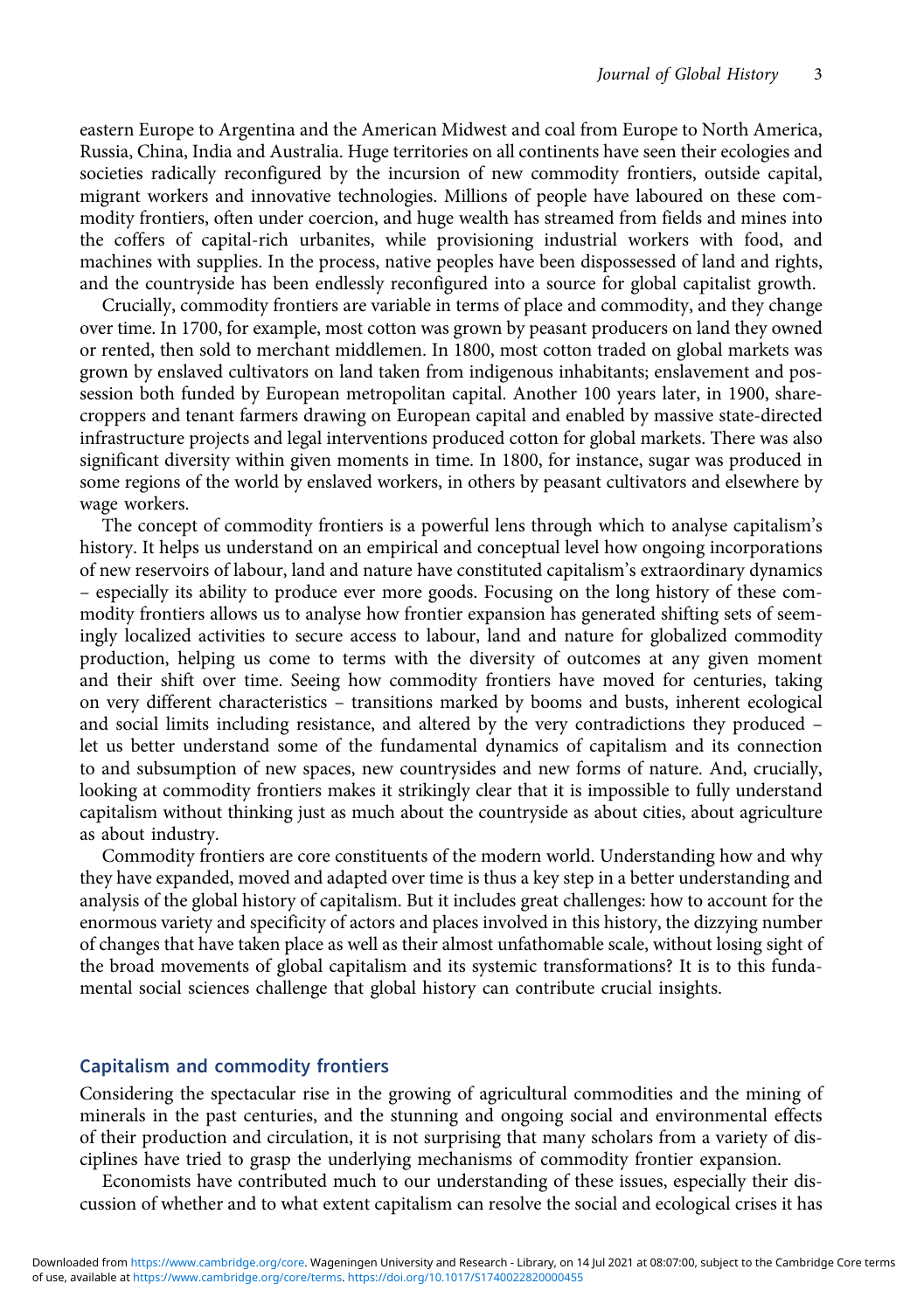eastern Europe to Argentina and the American Midwest and coal from Europe to North America, Russia, China, India and Australia. Huge territories on all continents have seen their ecologies and societies radically reconfigured by the incursion of new commodity frontiers, outside capital, migrant workers and innovative technologies. Millions of people have laboured on these commodity frontiers, often under coercion, and huge wealth has streamed from fields and mines into the coffers of capital-rich urbanites, while provisioning industrial workers with food, and machines with supplies. In the process, native peoples have been dispossessed of land and rights, and the countryside has been endlessly reconfigured into a source for global capitalist growth.

Crucially, commodity frontiers are variable in terms of place and commodity, and they change over time. In 1700, for example, most cotton was grown by peasant producers on land they owned or rented, then sold to merchant middlemen. In 1800, most cotton traded on global markets was grown by enslaved cultivators on land taken from indigenous inhabitants; enslavement and possession both funded by European metropolitan capital. Another 100 years later, in 1900, sharecroppers and tenant farmers drawing on European capital and enabled by massive state-directed infrastructure projects and legal interventions produced cotton for global markets. There was also significant diversity within given moments in time. In 1800, for instance, sugar was produced in some regions of the world by enslaved workers, in others by peasant cultivators and elsewhere by wage workers.

The concept of commodity frontiers is a powerful lens through which to analyse capitalism's history. It helps us understand on an empirical and conceptual level how ongoing incorporations of new reservoirs of labour, land and nature have constituted capitalism's extraordinary dynamics – especially its ability to produce ever more goods. Focusing on the long history of these commodity frontiers allows us to analyse how frontier expansion has generated shifting sets of seemingly localized activities to secure access to labour, land and nature for globalized commodity production, helping us come to terms with the diversity of outcomes at any given moment and their shift over time. Seeing how commodity frontiers have moved for centuries, taking on very different characteristics – transitions marked by booms and busts, inherent ecological and social limits including resistance, and altered by the very contradictions they produced – let us better understand some of the fundamental dynamics of capitalism and its connection to and subsumption of new spaces, new countrysides and new forms of nature. And, crucially, looking at commodity frontiers makes it strikingly clear that it is impossible to fully understand capitalism without thinking just as much about the countryside as about cities, about agriculture as about industry.

Commodity frontiers are core constituents of the modern world. Understanding how and why they have expanded, moved and adapted over time is thus a key step in a better understanding and analysis of the global history of capitalism. But it includes great challenges: how to account for the enormous variety and specificity of actors and places involved in this history, the dizzying number of changes that have taken place as well as their almost unfathomable scale, without losing sight of the broad movements of global capitalism and its systemic transformations? It is to this fundamental social sciences challenge that global history can contribute crucial insights.

## Capitalism and commodity frontiers

Considering the spectacular rise in the growing of agricultural commodities and the mining of minerals in the past centuries, and the stunning and ongoing social and environmental effects of their production and circulation, it is not surprising that many scholars from a variety of disciplines have tried to grasp the underlying mechanisms of commodity frontier expansion.

Economists have contributed much to our understanding of these issues, especially their discussion of whether and to what extent capitalism can resolve the social and ecological crises it has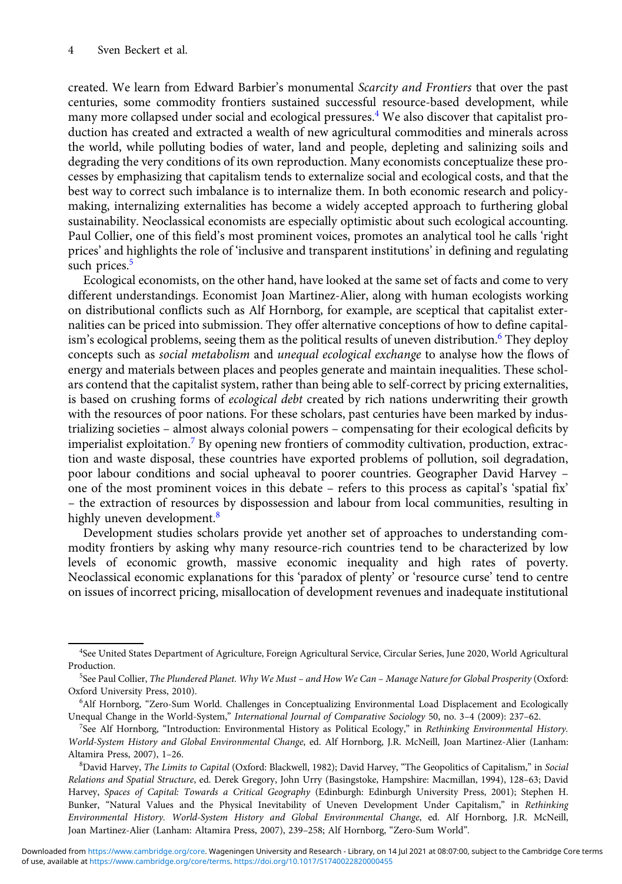created. We learn from Edward Barbier's monumental *Scarcity and Frontiers* that over the past centuries, some commodity frontiers sustained successful resource-based development, while many more collapsed under social and ecological pressures.[4] We also discover that capitalist production has created and extracted a wealth of new agricultural commodities and minerals across the world, while polluting bodies of water, land and people, depleting and salinizing soils and degrading the very conditions of its own reproduction. Many economists conceptualize these processes by emphasizing that capitalism tends to externalize social and ecological costs, and that the best way to correct such imbalance is to internalize them. In both economic research and policymaking, internalizing externalities has become a widely accepted approach to furthering global sustainability. Neoclassical economists are especially optimistic about such ecological accounting. Paul Collier, one of this field's most prominent voices, promotes an analytical tool he calls 'right prices' and highlights the role of 'inclusive and transparent institutions' in defining and regulating such prices.[5]

Ecological economists, on the other hand, have looked at the same set of facts and come to very different understandings. Economist Joan Martinez-Alier, along with human ecologists working on distributional conflicts such as Alf Hornborg, for example, are sceptical that capitalist externalities can be priced into submission. They offer alternative conceptions of how to define capitalism's ecological problems, seeing them as the political results of uneven distribution.[6] They deploy concepts such as *social metabolism* and *unequal ecological exchange* to analyse how the flows of energy and materials between places and peoples generate and maintain inequalities. These scholars contend that the capitalist system, rather than being able to self-correct by pricing externalities, is based on crushing forms of *ecological debt* created by rich nations underwriting their growth with the resources of poor nations. For these scholars, past centuries have been marked by industrializing societies – almost always colonial powers – compensating for their ecological deficits by imperialist exploitation.[7] By opening new frontiers of commodity cultivation, production, extraction and waste disposal, these countries have exported problems of pollution, soil degradation, poor labour conditions and social upheaval to poorer countries. Geographer David Harvey – one of the most prominent voices in this debate – refers to this process as capital's 'spatial fix' – the extraction of resources by dispossession and labour from local communities, resulting in highly uneven development.[8]

Development studies scholars provide yet another set of approaches to understanding commodity frontiers by asking why many resource-rich countries tend to be characterized by low levels of economic growth, massive economic inequality and high rates of poverty. Neoclassical economic explanations for this 'paradox of plenty' or 'resource curse' tend to centre on issues of incorrect pricing, misallocation of development revenues and inadequate institutional

---

[4] See United States Department of Agriculture, Foreign Agricultural Service, Circular Series, June 2020, World Agricultural Production.

[5] See Paul Collier, *The Plundered Planet. Why We Must – and How We Can – Manage Nature for Global Prosperity* (Oxford: Oxford University Press, 2010).

[6] Alf Hornborg, "Zero-Sum World. Challenges in Conceptualizing Environmental Load Displacement and Ecologically Unequal Change in the World-System," *International Journal of Comparative Sociology* 50, no. 3–4 (2009): 237–62.

[7] See Alf Hornborg, "Introduction: Environmental History as Political Ecology," in *Rethinking Environmental History. World-System History and Global Environmental Change*, ed. Alf Hornborg, J.R. McNeill, Joan Martinez-Alier (Lanham: Altamira Press, 2007), 1–26.

[8] David Harvey, *The Limits to Capital* (Oxford: Blackwell, 1982); David Harvey, "The Geopolitics of Capitalism," in *Social Relations and Spatial Structure*, ed. Derek Gregory, John Urry (Basingstoke, Hampshire: Macmillan, 1994), 128–63; David Harvey, *Spaces of Capital: Towards a Critical Geography* (Edinburgh: Edinburgh University Press, 2001); Stephen H. Bunker, "Natural Values and the Physical Inevitability of Uneven Development Under Capitalism," in *Rethinking Environmental History. World-System History and Global Environmental Change*, ed. Alf Hornborg, J.R. McNeill, Joan Martinez-Alier (Lanham: Altamira Press, 2007), 239–258; Alf Hornborg, "Zero-Sum World".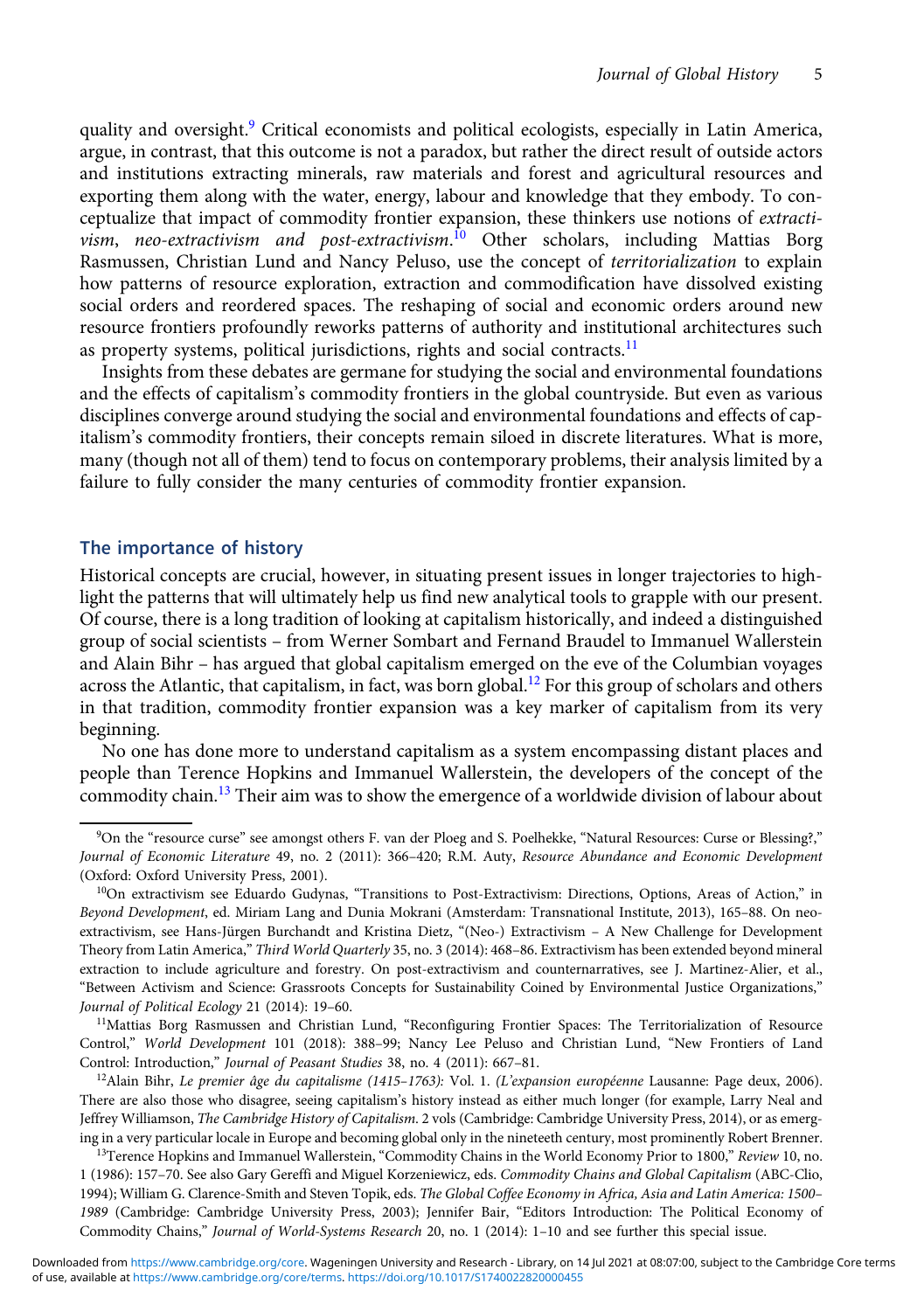quality and oversight.[9] Critical economists and political ecologists, especially in Latin America, argue, in contrast, that this outcome is not a paradox, but rather the direct result of outside actors and institutions extracting minerals, raw materials and forest and agricultural resources and exporting them along with the water, energy, labour and knowledge that they embody. To conceptualize that impact of commodity frontier expansion, these thinkers use notions of *extractivism, neo-extractivism and post-extractivism*.[10] Other scholars, including Mattias Borg Rasmussen, Christian Lund and Nancy Peluso, use the concept of *territorialization* to explain how patterns of resource exploration, extraction and commodification have dissolved existing social orders and reordered spaces. The reshaping of social and economic orders around new resource frontiers profoundly reworks patterns of authority and institutional architectures such as property systems, political jurisdictions, rights and social contracts.[11]

Insights from these debates are germane for studying the social and environmental foundations and the effects of capitalism's commodity frontiers in the global countryside. But even as various disciplines converge around studying the social and environmental foundations and effects of capitalism's commodity frontiers, their concepts remain siloed in discrete literatures. What is more, many (though not all of them) tend to focus on contemporary problems, their analysis limited by a failure to fully consider the many centuries of commodity frontier expansion.

## The importance of history

Historical concepts are crucial, however, in situating present issues in longer trajectories to highlight the patterns that will ultimately help us find new analytical tools to grapple with our present. Of course, there is a long tradition of looking at capitalism historically, and indeed a distinguished group of social scientists – from Werner Sombart and Fernand Braudel to Immanuel Wallerstein and Alain Bihr – has argued that global capitalism emerged on the eve of the Columbian voyages across the Atlantic, that capitalism, in fact, was born global.[12] For this group of scholars and others in that tradition, commodity frontier expansion was a key marker of capitalism from its very beginning.

No one has done more to understand capitalism as a system encompassing distant places and people than Terence Hopkins and Immanuel Wallerstein, the developers of the concept of the commodity chain.[13] Their aim was to show the emergence of a worldwide division of labour about

---

[9]On the "resource curse" see amongst others F. van der Ploeg and S. Poelhekke, "Natural Resources: Curse or Blessing?," *Journal of Economic Literature* 49, no. 2 (2011): 366–420; R.M. Auty, *Resource Abundance and Economic Development* (Oxford: Oxford University Press, 2001).

[10]On extractivism see Eduardo Gudynas, "Transitions to Post-Extractivism: Directions, Options, Areas of Action," in *Beyond Development*, ed. Miriam Lang and Dunia Mokrani (Amsterdam: Transnational Institute, 2013), 165–88. On neo-extractivism, see Hans-Jürgen Burchandt and Kristina Dietz, "(Neo-) Extractivism – A New Challenge for Development Theory from Latin America," *Third World Quarterly* 35, no. 3 (2014): 468–86. Extractivism has been extended beyond mineral extraction to include agriculture and forestry. On post-extractivism and counternarratives, see J. Martinez-Alier, et al., "Between Activism and Science: Grassroots Concepts for Sustainability Coined by Environmental Justice Organizations," *Journal of Political Ecology* 21 (2014): 19–60.

[11]Mattias Borg Rasmussen and Christian Lund, "Reconfiguring Frontier Spaces: The Territorialization of Resource Control," *World Development* 101 (2018): 388–99; Nancy Lee Peluso and Christian Lund, "New Frontiers of Land Control: Introduction," *Journal of Peasant Studies* 38, no. 4 (2011): 667–81.

[12]Alain Bihr, *Le premier âge du capitalisme (1415–1763):* Vol. 1. *(L'expansion européenne* Lausanne: Page deux, 2006). There are also those who disagree, seeing capitalism's history instead as either much longer (for example, Larry Neal and Jeffrey Williamson, *The Cambridge History of Capitalism*. 2 vols (Cambridge: Cambridge University Press, 2014), or as emerging in a very particular locale in Europe and becoming global only in the nineteeth century, most prominently Robert Brenner.

[13]Terence Hopkins and Immanuel Wallerstein, "Commodity Chains in the World Economy Prior to 1800," *Review* 10, no. 1 (1986): 157–70. See also Gary Gereffi and Miguel Korzeniewicz, eds. *Commodity Chains and Global Capitalism* (ABC-Clio, 1994); William G. Clarence-Smith and Steven Topik, eds. *The Global Coffee Economy in Africa, Asia and Latin America: 1500–1989* (Cambridge: Cambridge University Press, 2003); Jennifer Bair, "Editors Introduction: The Political Economy of Commodity Chains," *Journal of World-Systems Research* 20, no. 1 (2014): 1–10 and see further this special issue.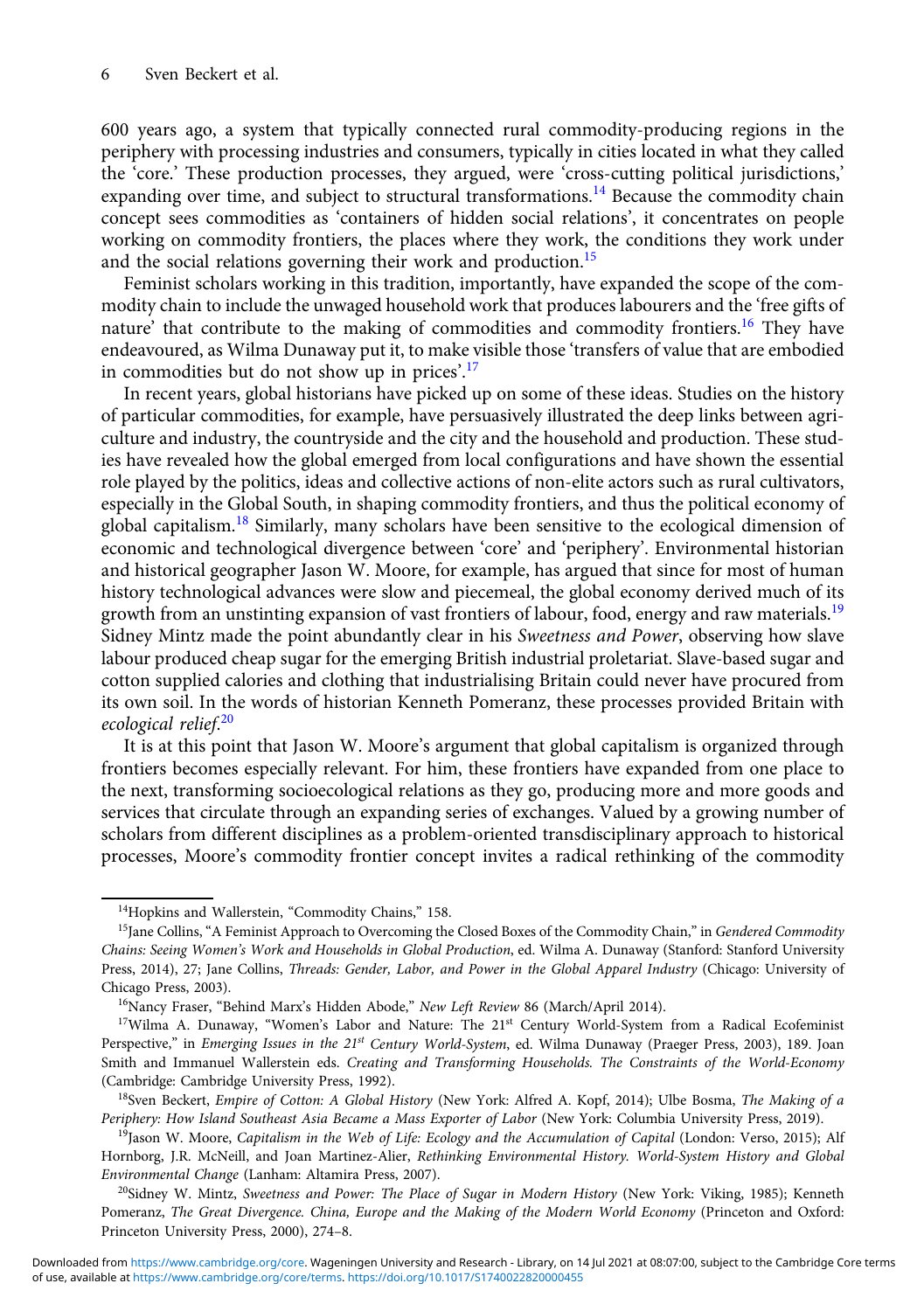600 years ago, a system that typically connected rural commodity-producing regions in the periphery with processing industries and consumers, typically in cities located in what they called the 'core.' These production processes, they argued, were 'cross-cutting political jurisdictions,' expanding over time, and subject to structural transformations.[14] Because the commodity chain concept sees commodities as 'containers of hidden social relations', it concentrates on people working on commodity frontiers, the places where they work, the conditions they work under and the social relations governing their work and production.[15]

Feminist scholars working in this tradition, importantly, have expanded the scope of the commodity chain to include the unwaged household work that produces labourers and the 'free gifts of nature' that contribute to the making of commodities and commodity frontiers.[16] They have endeavoured, as Wilma Dunaway put it, to make visible those 'transfers of value that are embodied in commodities but do not show up in prices'.[17]

In recent years, global historians have picked up on some of these ideas. Studies on the history of particular commodities, for example, have persuasively illustrated the deep links between agriculture and industry, the countryside and the city and the household and production. These studies have revealed how the global emerged from local configurations and have shown the essential role played by the politics, ideas and collective actions of non-elite actors such as rural cultivators, especially in the Global South, in shaping commodity frontiers, and thus the political economy of global capitalism.[18] Similarly, many scholars have been sensitive to the ecological dimension of economic and technological divergence between 'core' and 'periphery'. Environmental historian and historical geographer Jason W. Moore, for example, has argued that since for most of human history technological advances were slow and piecemeal, the global economy derived much of its growth from an unstinting expansion of vast frontiers of labour, food, energy and raw materials.[19] Sidney Mintz made the point abundantly clear in his *Sweetness and Power*, observing how slave labour produced cheap sugar for the emerging British industrial proletariat. Slave-based sugar and cotton supplied calories and clothing that industrialising Britain could never have procured from its own soil. In the words of historian Kenneth Pomeranz, these processes provided Britain with *ecological relief*.[20]

It is at this point that Jason W. Moore's argument that global capitalism is organized through frontiers becomes especially relevant. For him, these frontiers have expanded from one place to the next, transforming socioecological relations as they go, producing more and more goods and services that circulate through an expanding series of exchanges. Valued by a growing number of scholars from different disciplines as a problem-oriented transdisciplinary approach to historical processes, Moore's commodity frontier concept invites a radical rethinking of the commodity

---

[14] Hopkins and Wallerstein, "Commodity Chains," 158.

[15] Jane Collins, "A Feminist Approach to Overcoming the Closed Boxes of the Commodity Chain," in *Gendered Commodity Chains: Seeing Women's Work and Households in Global Production*, ed. Wilma A. Dunaway (Stanford: Stanford University Press, 2014), 27; Jane Collins, *Threads: Gender, Labor, and Power in the Global Apparel Industry* (Chicago: University of Chicago Press, 2003).

[16] Nancy Fraser, "Behind Marx's Hidden Abode," *New Left Review* 86 (March/April 2014).

[17] Wilma A. Dunaway, "Women's Labor and Nature: The 21st Century World-System from a Radical Ecofeminist Perspective," in *Emerging Issues in the 21st Century World-System*, ed. Wilma Dunaway (Praeger Press, 2003), 189. Joan Smith and Immanuel Wallerstein eds. *Creating and Transforming Households. The Constraints of the World-Economy* (Cambridge: Cambridge University Press, 1992).

[18] Sven Beckert, *Empire of Cotton: A Global History* (New York: Alfred A. Kopf, 2014); Ulbe Bosma, *The Making of a Periphery: How Island Southeast Asia Became a Mass Exporter of Labor* (New York: Columbia University Press, 2019).

[19] Jason W. Moore, *Capitalism in the Web of Life: Ecology and the Accumulation of Capital* (London: Verso, 2015); Alf Hornborg, J.R. McNeill, and Joan Martinez-Alier, *Rethinking Environmental History. World-System History and Global Environmental Change* (Lanham: Altamira Press, 2007).

[20] Sidney W. Mintz, *Sweetness and Power: The Place of Sugar in Modern History* (New York: Viking, 1985); Kenneth Pomeranz, *The Great Divergence. China, Europe and the Making of the Modern World Economy* (Princeton and Oxford: Princeton University Press, 2000), 274–8.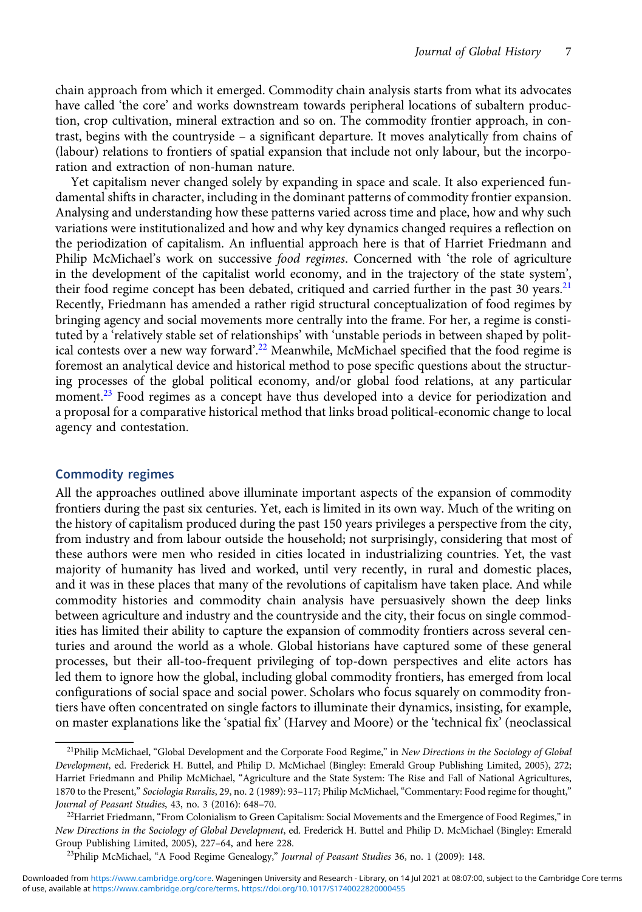chain approach from which it emerged. Commodity chain analysis starts from what its advocates have called 'the core' and works downstream towards peripheral locations of subaltern production, crop cultivation, mineral extraction and so on. The commodity frontier approach, in contrast, begins with the countryside – a significant departure. It moves analytically from chains of (labour) relations to frontiers of spatial expansion that include not only labour, but the incorporation and extraction of non-human nature.

Yet capitalism never changed solely by expanding in space and scale. It also experienced fundamental shifts in character, including in the dominant patterns of commodity frontier expansion. Analysing and understanding how these patterns varied across time and place, how and why such variations were institutionalized and how and why key dynamics changed requires a reflection on the periodization of capitalism. An influential approach here is that of Harriet Friedmann and Philip McMichael's work on successive *food regimes*. Concerned with 'the role of agriculture in the development of the capitalist world economy, and in the trajectory of the state system', their food regime concept has been debated, critiqued and carried further in the past 30 years.[21] Recently, Friedmann has amended a rather rigid structural conceptualization of food regimes by bringing agency and social movements more centrally into the frame. For her, a regime is constituted by a 'relatively stable set of relationships' with 'unstable periods in between shaped by political contests over a new way forward'.[22] Meanwhile, McMichael specified that the food regime is foremost an analytical device and historical method to pose specific questions about the structuring processes of the global political economy, and/or global food relations, at any particular moment.[23] Food regimes as a concept have thus developed into a device for periodization and a proposal for a comparative historical method that links broad political-economic change to local agency and contestation.

## Commodity regimes

All the approaches outlined above illuminate important aspects of the expansion of commodity frontiers during the past six centuries. Yet, each is limited in its own way. Much of the writing on the history of capitalism produced during the past 150 years privileges a perspective from the city, from industry and from labour outside the household; not surprisingly, considering that most of these authors were men who resided in cities located in industrializing countries. Yet, the vast majority of humanity has lived and worked, until very recently, in rural and domestic places, and it was in these places that many of the revolutions of capitalism have taken place. And while commodity histories and commodity chain analysis have persuasively shown the deep links between agriculture and industry and the countryside and the city, their focus on single commodities has limited their ability to capture the expansion of commodity frontiers across several centuries and around the world as a whole. Global historians have captured some of these general processes, but their all-too-frequent privileging of top-down perspectives and elite actors has led them to ignore how the global, including global commodity frontiers, has emerged from local configurations of social space and social power. Scholars who focus squarely on commodity frontiers have often concentrated on single factors to illuminate their dynamics, insisting, for example, on master explanations like the 'spatial fix' (Harvey and Moore) or the 'technical fix' (neoclassical

---

[21] Philip McMichael, "Global Development and the Corporate Food Regime," in *New Directions in the Sociology of Global Development*, ed. Frederick H. Buttel, and Philip D. McMichael (Bingley: Emerald Group Publishing Limited, 2005), 272; Harriet Friedmann and Philip McMichael, "Agriculture and the State System: The Rise and Fall of National Agricultures, 1870 to the Present," *Sociologia Ruralis*, 29, no. 2 (1989): 93–117; Philip McMichael, "Commentary: Food regime for thought," *Journal of Peasant Studies*, 43, no. 3 (2016): 648–70.

[22] Harriet Friedmann, "From Colonialism to Green Capitalism: Social Movements and the Emergence of Food Regimes," in *New Directions in the Sociology of Global Development*, ed. Frederick H. Buttel and Philip D. McMichael (Bingley: Emerald Group Publishing Limited, 2005), 227–64, and here 228.

[23] Philip McMichael, "A Food Regime Genealogy," *Journal of Peasant Studies* 36, no. 1 (2009): 148.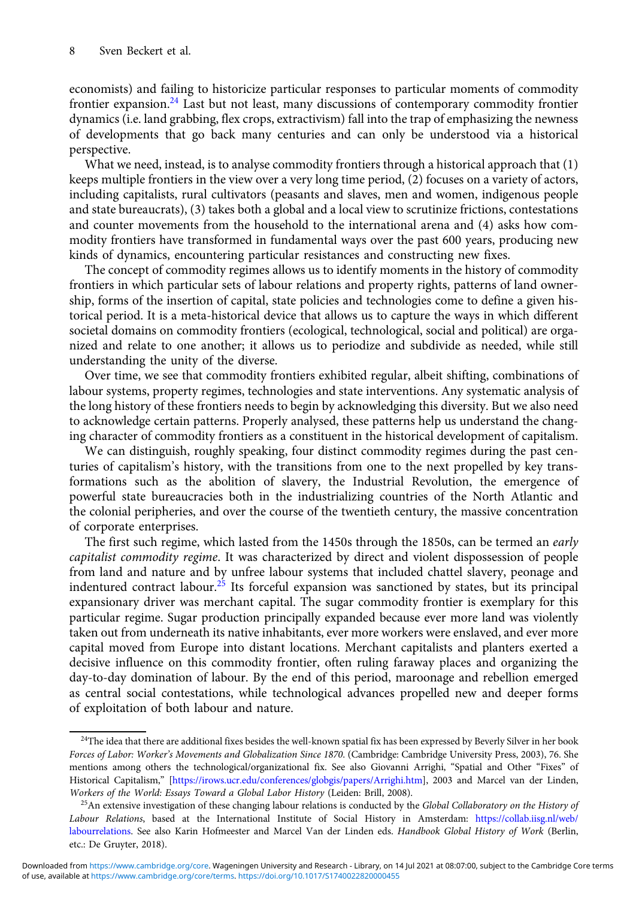economists) and failing to historicize particular responses to particular moments of commodity frontier expansion.[24] Last but not least, many discussions of contemporary commodity frontier dynamics (i.e. land grabbing, flex crops, extractivism) fall into the trap of emphasizing the newness of developments that go back many centuries and can only be understood via a historical perspective.

What we need, instead, is to analyse commodity frontiers through a historical approach that (1) keeps multiple frontiers in the view over a very long time period, (2) focuses on a variety of actors, including capitalists, rural cultivators (peasants and slaves, men and women, indigenous people and state bureaucrats), (3) takes both a global and a local view to scrutinize frictions, contestations and counter movements from the household to the international arena and (4) asks how commodity frontiers have transformed in fundamental ways over the past 600 years, producing new kinds of dynamics, encountering particular resistances and constructing new fixes.

The concept of commodity regimes allows us to identify moments in the history of commodity frontiers in which particular sets of labour relations and property rights, patterns of land ownership, forms of the insertion of capital, state policies and technologies come to define a given historical period. It is a meta-historical device that allows us to capture the ways in which different societal domains on commodity frontiers (ecological, technological, social and political) are organized and relate to one another; it allows us to periodize and subdivide as needed, while still understanding the unity of the diverse.

Over time, we see that commodity frontiers exhibited regular, albeit shifting, combinations of labour systems, property regimes, technologies and state interventions. Any systematic analysis of the long history of these frontiers needs to begin by acknowledging this diversity. But we also need to acknowledge certain patterns. Properly analysed, these patterns help us understand the changing character of commodity frontiers as a constituent in the historical development of capitalism.

We can distinguish, roughly speaking, four distinct commodity regimes during the past centuries of capitalism's history, with the transitions from one to the next propelled by key transformations such as the abolition of slavery, the Industrial Revolution, the emergence of powerful state bureaucracies both in the industrializing countries of the North Atlantic and the colonial peripheries, and over the course of the twentieth century, the massive concentration of corporate enterprises.

The first such regime, which lasted from the 1450s through the 1850s, can be termed an *early capitalist commodity regime*. It was characterized by direct and violent dispossession of people from land and nature and by unfree labour systems that included chattel slavery, peonage and indentured contract labour.[25] Its forceful expansion was sanctioned by states, but its principal expansionary driver was merchant capital. The sugar commodity frontier is exemplary for this particular regime. Sugar production principally expanded because ever more land was violently taken out from underneath its native inhabitants, ever more workers were enslaved, and ever more capital moved from Europe into distant locations. Merchant capitalists and planters exerted a decisive influence on this commodity frontier, often ruling faraway places and organizing the day-to-day domination of labour. By the end of this period, maroonage and rebellion emerged as central social contestations, while technological advances propelled new and deeper forms of exploitation of both labour and nature.

---

[24] The idea that there are additional fixes besides the well-known spatial fix has been expressed by Beverly Silver in her book *Forces of Labor: Worker's Movements and Globalization Since 1870*. (Cambridge: Cambridge University Press, 2003), 76. She mentions among others the technological/organizational fix. See also Giovanni Arrighi, "Spatial and Other "Fixes" of Historical Capitalism," [https://irows.ucr.edu/conferences/globgis/papers/Arrighi.htm], 2003 and Marcel van der Linden, *Workers of the World: Essays Toward a Global Labor History* (Leiden: Brill, 2008).

[25] An extensive investigation of these changing labour relations is conducted by the *Global Collaboratory on the History of Labour Relations*, based at the International Institute of Social History in Amsterdam: https://collab.iisg.nl/web/labourrelations. See also Karin Hofmeester and Marcel Van der Linden eds. *Handbook Global History of Work* (Berlin, etc.: De Gruyter, 2018).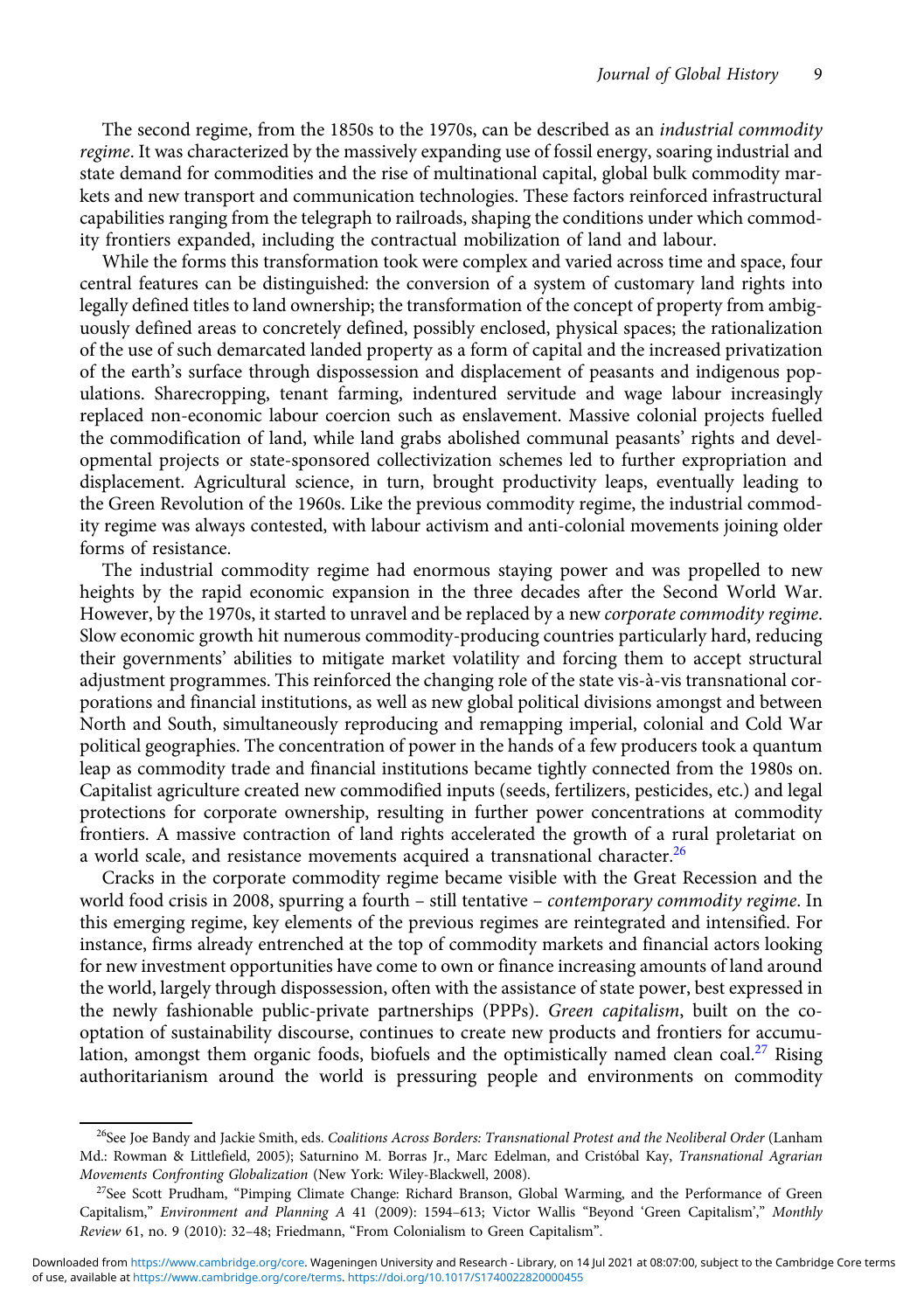The second regime, from the 1850s to the 1970s, can be described as an *industrial commodity regime*. It was characterized by the massively expanding use of fossil energy, soaring industrial and state demand for commodities and the rise of multinational capital, global bulk commodity markets and new transport and communication technologies. These factors reinforced infrastructural capabilities ranging from the telegraph to railroads, shaping the conditions under which commodity frontiers expanded, including the contractual mobilization of land and labour.

While the forms this transformation took were complex and varied across time and space, four central features can be distinguished: the conversion of a system of customary land rights into legally defined titles to land ownership; the transformation of the concept of property from ambiguously defined areas to concretely defined, possibly enclosed, physical spaces; the rationalization of the use of such demarcated landed property as a form of capital and the increased privatization of the earth's surface through dispossession and displacement of peasants and indigenous populations. Sharecropping, tenant farming, indentured servitude and wage labour increasingly replaced non-economic labour coercion such as enslavement. Massive colonial projects fuelled the commodification of land, while land grabs abolished communal peasants' rights and developmental projects or state-sponsored collectivization schemes led to further expropriation and displacement. Agricultural science, in turn, brought productivity leaps, eventually leading to the Green Revolution of the 1960s. Like the previous commodity regime, the industrial commodity regime was always contested, with labour activism and anti-colonial movements joining older forms of resistance.

The industrial commodity regime had enormous staying power and was propelled to new heights by the rapid economic expansion in the three decades after the Second World War. However, by the 1970s, it started to unravel and be replaced by a new *corporate commodity regime*. Slow economic growth hit numerous commodity-producing countries particularly hard, reducing their governments' abilities to mitigate market volatility and forcing them to accept structural adjustment programmes. This reinforced the changing role of the state vis-à-vis transnational corporations and financial institutions, as well as new global political divisions amongst and between North and South, simultaneously reproducing and remapping imperial, colonial and Cold War political geographies. The concentration of power in the hands of a few producers took a quantum leap as commodity trade and financial institutions became tightly connected from the 1980s on. Capitalist agriculture created new commodified inputs (seeds, fertilizers, pesticides, etc.) and legal protections for corporate ownership, resulting in further power concentrations at commodity frontiers. A massive contraction of land rights accelerated the growth of a rural proletariat on a world scale, and resistance movements acquired a transnational character.[26]

Cracks in the corporate commodity regime became visible with the Great Recession and the world food crisis in 2008, spurring a fourth – still tentative – *contemporary commodity regime*. In this emerging regime, key elements of the previous regimes are reintegrated and intensified. For instance, firms already entrenched at the top of commodity markets and financial actors looking for new investment opportunities have come to own or finance increasing amounts of land around the world, largely through dispossession, often with the assistance of state power, best expressed in the newly fashionable public-private partnerships (PPPs). *Green capitalism*, built on the co-optation of sustainability discourse, continues to create new products and frontiers for accumulation, amongst them organic foods, biofuels and the optimistically named clean coal.[27] Rising authoritarianism around the world is pressuring people and environments on commodity

---

[26] See Joe Bandy and Jackie Smith, eds. *Coalitions Across Borders: Transnational Protest and the Neoliberal Order* (Lanham Md.: Rowman & Littlefield, 2005); Saturnino M. Borras Jr., Marc Edelman, and Cristóbal Kay, *Transnational Agrarian Movements Confronting Globalization* (New York: Wiley-Blackwell, 2008).

[27] See Scott Prudham, "Pimping Climate Change: Richard Branson, Global Warming, and the Performance of Green Capitalism," *Environment and Planning A* 41 (2009): 1594–613; Victor Wallis "Beyond 'Green Capitalism'," *Monthly Review* 61, no. 9 (2010): 32–48; Friedmann, "From Colonialism to Green Capitalism".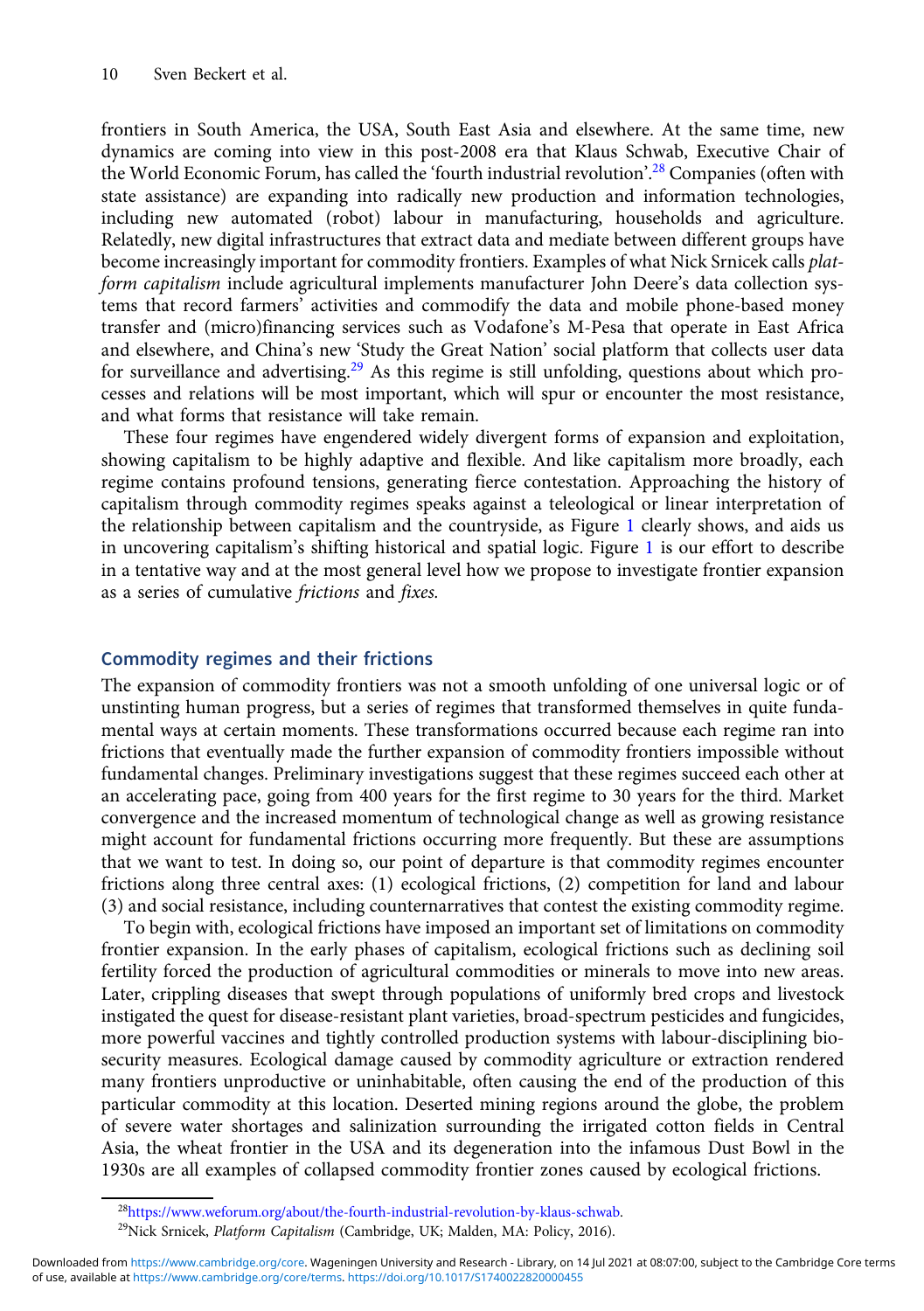frontiers in South America, the USA, South East Asia and elsewhere. At the same time, new dynamics are coming into view in this post-2008 era that Klaus Schwab, Executive Chair of the World Economic Forum, has called the 'fourth industrial revolution'.[28] Companies (often with state assistance) are expanding into radically new production and information technologies, including new automated (robot) labour in manufacturing, households and agriculture. Relatedly, new digital infrastructures that extract data and mediate between different groups have become increasingly important for commodity frontiers. Examples of what Nick Srnicek calls *platform capitalism* include agricultural implements manufacturer John Deere's data collection systems that record farmers' activities and commodify the data and mobile phone-based money transfer and (micro)financing services such as Vodafone's M-Pesa that operate in East Africa and elsewhere, and China's new 'Study the Great Nation' social platform that collects user data for surveillance and advertising.[29] As this regime is still unfolding, questions about which processes and relations will be most important, which will spur or encounter the most resistance, and what forms that resistance will take remain.

These four regimes have engendered widely divergent forms of expansion and exploitation, showing capitalism to be highly adaptive and flexible. And like capitalism more broadly, each regime contains profound tensions, generating fierce contestation. Approaching the history of capitalism through commodity regimes speaks against a teleological or linear interpretation of the relationship between capitalism and the countryside, as Figure 1 clearly shows, and aids us in uncovering capitalism's shifting historical and spatial logic. Figure 1 is our effort to describe in a tentative way and at the most general level how we propose to investigate frontier expansion as a series of cumulative *frictions* and *fixes*.

## Commodity regimes and their frictions

The expansion of commodity frontiers was not a smooth unfolding of one universal logic or of unstinting human progress, but a series of regimes that transformed themselves in quite fundamental ways at certain moments. These transformations occurred because each regime ran into frictions that eventually made the further expansion of commodity frontiers impossible without fundamental changes. Preliminary investigations suggest that these regimes succeed each other at an accelerating pace, going from 400 years for the first regime to 30 years for the third. Market convergence and the increased momentum of technological change as well as growing resistance might account for fundamental frictions occurring more frequently. But these are assumptions that we want to test. In doing so, our point of departure is that commodity regimes encounter frictions along three central axes: (1) ecological frictions, (2) competition for land and labour (3) and social resistance, including counternarratives that contest the existing commodity regime.

To begin with, ecological frictions have imposed an important set of limitations on commodity frontier expansion. In the early phases of capitalism, ecological frictions such as declining soil fertility forced the production of agricultural commodities or minerals to move into new areas. Later, crippling diseases that swept through populations of uniformly bred crops and livestock instigated the quest for disease-resistant plant varieties, broad-spectrum pesticides and fungicides, more powerful vaccines and tightly controlled production systems with labour-disciplining biosecurity measures. Ecological damage caused by commodity agriculture or extraction rendered many frontiers unproductive or uninhabitable, often causing the end of the production of this particular commodity at this location. Deserted mining regions around the globe, the problem of severe water shortages and salinization surrounding the irrigated cotton fields in Central Asia, the wheat frontier in the USA and its degeneration into the infamous Dust Bowl in the 1930s are all examples of collapsed commodity frontier zones caused by ecological frictions.

[28] https://www.weforum.org/about/the-fourth-industrial-revolution-by-klaus-schwab.

[29] Nick Srnicek, *Platform Capitalism* (Cambridge, UK; Malden, MA: Policy, 2016).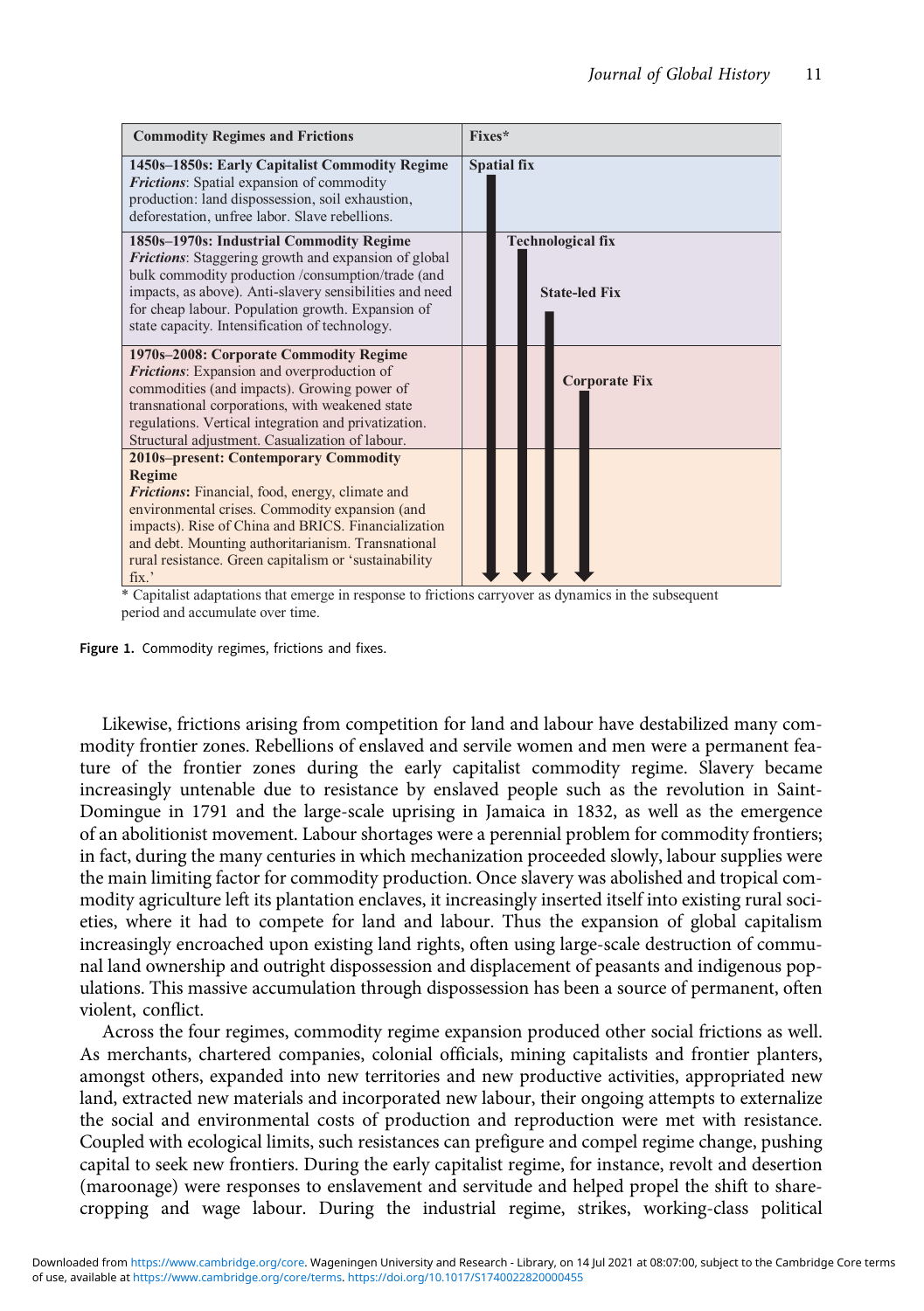| Commodity Regimes and Frictions | Fixes* |
|---|---|
| **1450s–1850s: Early Capitalist Commodity Regime**<br>*Frictions*: Spatial expansion of commodity production: land dispossession, soil exhaustion, deforestation, unfree labor. Slave rebellions. | **Spatial fix** |
| **1850s–1970s: Industrial Commodity Regime**<br>*Frictions*: Staggering growth and expansion of global bulk commodity production /consumption/trade (and impacts, as above). Anti-slavery sensibilities and need for cheap labour. Population growth. Expansion of state capacity. Intensification of technology. | **Technological fix**<br>**State-led Fix** |
| **1970s–2008: Corporate Commodity Regime**<br>*Frictions*: Expansion and overproduction of commodities (and impacts). Growing power of transnational corporations, with weakened state regulations. Vertical integration and privatization. Structural adjustment. Casualization of labour. | **Corporate Fix** |
| **2010s–present: Contemporary Commodity Regime**<br>*Frictions*: Financial, food, energy, climate and environmental crises. Commodity expansion (and impacts). Rise of China and BRICS. Financialization and debt. Mounting authoritarianism. Transnational rural resistance. Green capitalism or 'sustainability fix.' | |

\* Capitalist adaptations that emerge in response to frictions carryover as dynamics in the subsequent period and accumulate over time.

**Figure 1.** Commodity regimes, frictions and fixes.

Likewise, frictions arising from competition for land and labour have destabilized many commodity frontier zones. Rebellions of enslaved and servile women and men were a permanent feature of the frontier zones during the early capitalist commodity regime. Slavery became increasingly untenable due to resistance by enslaved people such as the revolution in Saint-Domingue in 1791 and the large-scale uprising in Jamaica in 1832, as well as the emergence of an abolitionist movement. Labour shortages were a perennial problem for commodity frontiers; in fact, during the many centuries in which mechanization proceeded slowly, labour supplies were the main limiting factor for commodity production. Once slavery was abolished and tropical commodity agriculture left its plantation enclaves, it increasingly inserted itself into existing rural societies, where it had to compete for land and labour. Thus the expansion of global capitalism increasingly encroached upon existing land rights, often using large-scale destruction of communal land ownership and outright dispossession and displacement of peasants and indigenous populations. This massive accumulation through dispossession has been a source of permanent, often violent, conflict.

Across the four regimes, commodity regime expansion produced other social frictions as well. As merchants, chartered companies, colonial officials, mining capitalists and frontier planters, amongst others, expanded into new territories and new productive activities, appropriated new land, extracted new materials and incorporated new labour, their ongoing attempts to externalize the social and environmental costs of production and reproduction were met with resistance. Coupled with ecological limits, such resistances can prefigure and compel regime change, pushing capital to seek new frontiers. During the early capitalist regime, for instance, revolt and desertion (maroonage) were responses to enslavement and servitude and helped propel the shift to sharecropping and wage labour. During the industrial regime, strikes, working-class political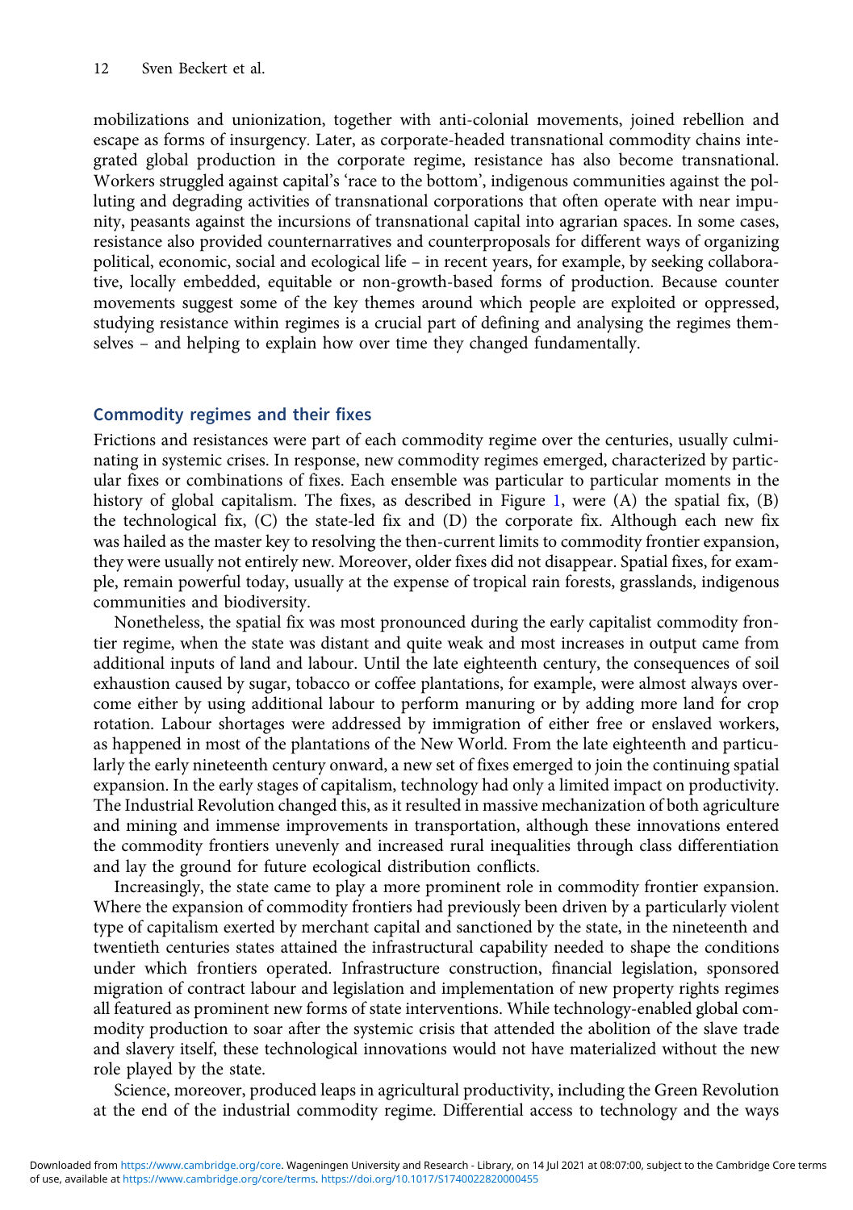mobilizations and unionization, together with anti-colonial movements, joined rebellion and escape as forms of insurgency. Later, as corporate-headed transnational commodity chains integrated global production in the corporate regime, resistance has also become transnational. Workers struggled against capital's 'race to the bottom', indigenous communities against the polluting and degrading activities of transnational corporations that often operate with near impunity, peasants against the incursions of transnational capital into agrarian spaces. In some cases, resistance also provided counternarratives and counterproposals for different ways of organizing political, economic, social and ecological life – in recent years, for example, by seeking collaborative, locally embedded, equitable or non-growth-based forms of production. Because counter movements suggest some of the key themes around which people are exploited or oppressed, studying resistance within regimes is a crucial part of defining and analysing the regimes themselves – and helping to explain how over time they changed fundamentally.

## Commodity regimes and their fixes

Frictions and resistances were part of each commodity regime over the centuries, usually culminating in systemic crises. In response, new commodity regimes emerged, characterized by particular fixes or combinations of fixes. Each ensemble was particular to particular moments in the history of global capitalism. The fixes, as described in Figure 1, were (A) the spatial fix, (B) the technological fix, (C) the state-led fix and (D) the corporate fix. Although each new fix was hailed as the master key to resolving the then-current limits to commodity frontier expansion, they were usually not entirely new. Moreover, older fixes did not disappear. Spatial fixes, for example, remain powerful today, usually at the expense of tropical rain forests, grasslands, indigenous communities and biodiversity.

Nonetheless, the spatial fix was most pronounced during the early capitalist commodity frontier regime, when the state was distant and quite weak and most increases in output came from additional inputs of land and labour. Until the late eighteenth century, the consequences of soil exhaustion caused by sugar, tobacco or coffee plantations, for example, were almost always overcome either by using additional labour to perform manuring or by adding more land for crop rotation. Labour shortages were addressed by immigration of either free or enslaved workers, as happened in most of the plantations of the New World. From the late eighteenth and particularly the early nineteenth century onward, a new set of fixes emerged to join the continuing spatial expansion. In the early stages of capitalism, technology had only a limited impact on productivity. The Industrial Revolution changed this, as it resulted in massive mechanization of both agriculture and mining and immense improvements in transportation, although these innovations entered the commodity frontiers unevenly and increased rural inequalities through class differentiation and lay the ground for future ecological distribution conflicts.

Increasingly, the state came to play a more prominent role in commodity frontier expansion. Where the expansion of commodity frontiers had previously been driven by a particularly violent type of capitalism exerted by merchant capital and sanctioned by the state, in the nineteenth and twentieth centuries states attained the infrastructural capability needed to shape the conditions under which frontiers operated. Infrastructure construction, financial legislation, sponsored migration of contract labour and legislation and implementation of new property rights regimes all featured as prominent new forms of state interventions. While technology-enabled global commodity production to soar after the systemic crisis that attended the abolition of the slave trade and slavery itself, these technological innovations would not have materialized without the new role played by the state.

Science, moreover, produced leaps in agricultural productivity, including the Green Revolution at the end of the industrial commodity regime. Differential access to technology and the ways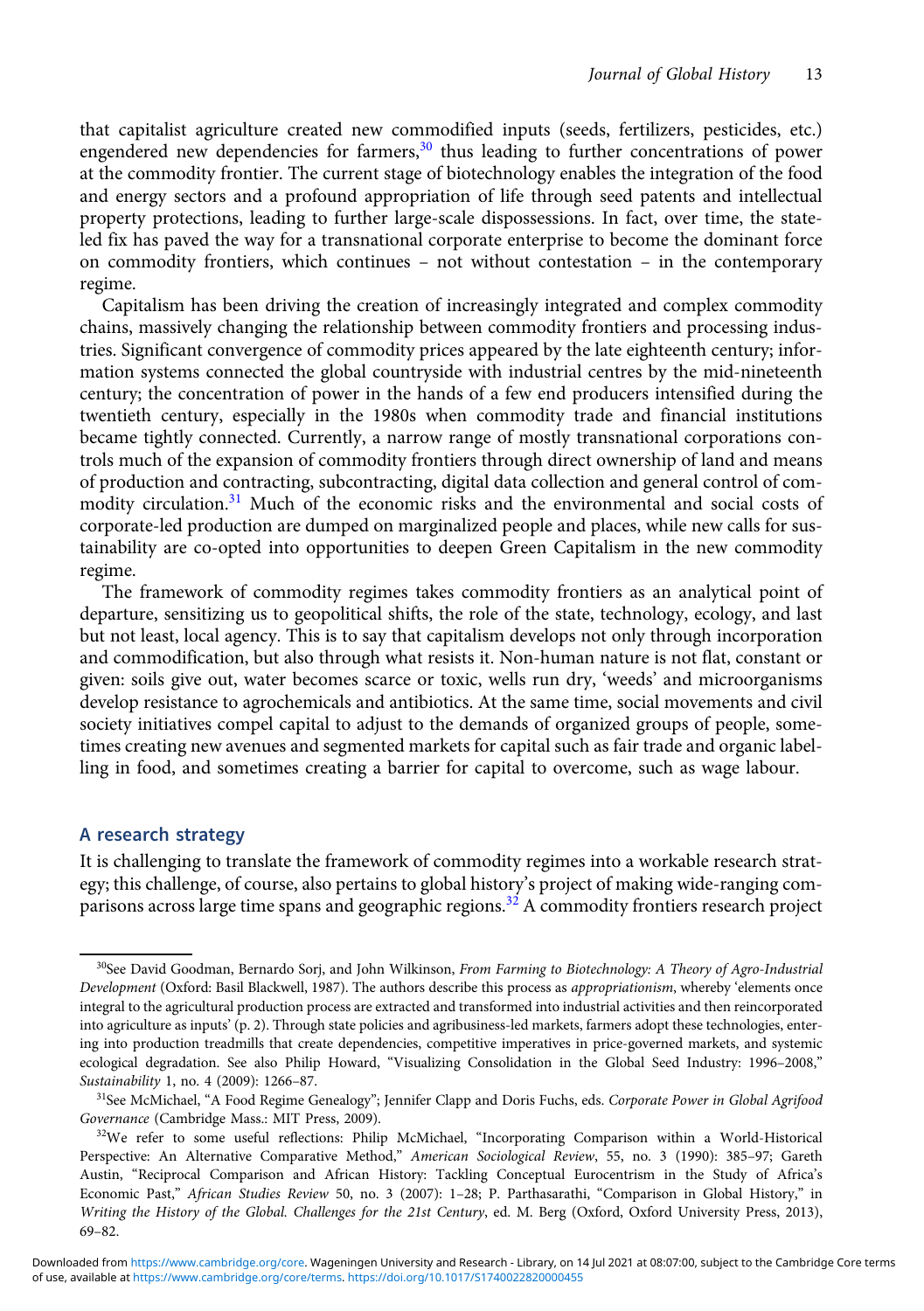that capitalist agriculture created new commodified inputs (seeds, fertilizers, pesticides, etc.) engendered new dependencies for farmers,[30] thus leading to further concentrations of power at the commodity frontier. The current stage of biotechnology enables the integration of the food and energy sectors and a profound appropriation of life through seed patents and intellectual property protections, leading to further large-scale dispossessions. In fact, over time, the state-led fix has paved the way for a transnational corporate enterprise to become the dominant force on commodity frontiers, which continues – not without contestation – in the contemporary regime.

Capitalism has been driving the creation of increasingly integrated and complex commodity chains, massively changing the relationship between commodity frontiers and processing industries. Significant convergence of commodity prices appeared by the late eighteenth century; information systems connected the global countryside with industrial centres by the mid-nineteenth century; the concentration of power in the hands of a few end producers intensified during the twentieth century, especially in the 1980s when commodity trade and financial institutions became tightly connected. Currently, a narrow range of mostly transnational corporations controls much of the expansion of commodity frontiers through direct ownership of land and means of production and contracting, subcontracting, digital data collection and general control of commodity circulation.[31] Much of the economic risks and the environmental and social costs of corporate-led production are dumped on marginalized people and places, while new calls for sustainability are co-opted into opportunities to deepen Green Capitalism in the new commodity regime.

The framework of commodity regimes takes commodity frontiers as an analytical point of departure, sensitizing us to geopolitical shifts, the role of the state, technology, ecology, and last but not least, local agency. This is to say that capitalism develops not only through incorporation and commodification, but also through what resists it. Non-human nature is not flat, constant or given: soils give out, water becomes scarce or toxic, wells run dry, 'weeds' and microorganisms develop resistance to agrochemicals and antibiotics. At the same time, social movements and civil society initiatives compel capital to adjust to the demands of organized groups of people, sometimes creating new avenues and segmented markets for capital such as fair trade and organic labelling in food, and sometimes creating a barrier for capital to overcome, such as wage labour.

## A research strategy

It is challenging to translate the framework of commodity regimes into a workable research strategy; this challenge, of course, also pertains to global history's project of making wide-ranging comparisons across large time spans and geographic regions.[32] A commodity frontiers research project

---

[30] See David Goodman, Bernardo Sorj, and John Wilkinson, *From Farming to Biotechnology: A Theory of Agro-Industrial Development* (Oxford: Basil Blackwell, 1987). The authors describe this process as *appropriationism*, whereby 'elements once integral to the agricultural production process are extracted and transformed into industrial activities and then reincorporated into agriculture as inputs' (p. 2). Through state policies and agribusiness-led markets, farmers adopt these technologies, entering into production treadmills that create dependencies, competitive imperatives in price-governed markets, and systemic ecological degradation. See also Philip Howard, "Visualizing Consolidation in the Global Seed Industry: 1996–2008," *Sustainability* 1, no. 4 (2009): 1266–87.

[31] See McMichael, "A Food Regime Genealogy"; Jennifer Clapp and Doris Fuchs, eds. *Corporate Power in Global Agrifood Governance* (Cambridge Mass.: MIT Press, 2009).

[32] We refer to some useful reflections: Philip McMichael, "Incorporating Comparison within a World-Historical Perspective: An Alternative Comparative Method," *American Sociological Review*, 55, no. 3 (1990): 385–97; Gareth Austin, "Reciprocal Comparison and African History: Tackling Conceptual Eurocentrism in the Study of Africa's Economic Past," *African Studies Review* 50, no. 3 (2007): 1–28; P. Parthasarathi, "Comparison in Global History," in *Writing the History of the Global. Challenges for the 21st Century*, ed. M. Berg (Oxford, Oxford University Press, 2013), 69–82.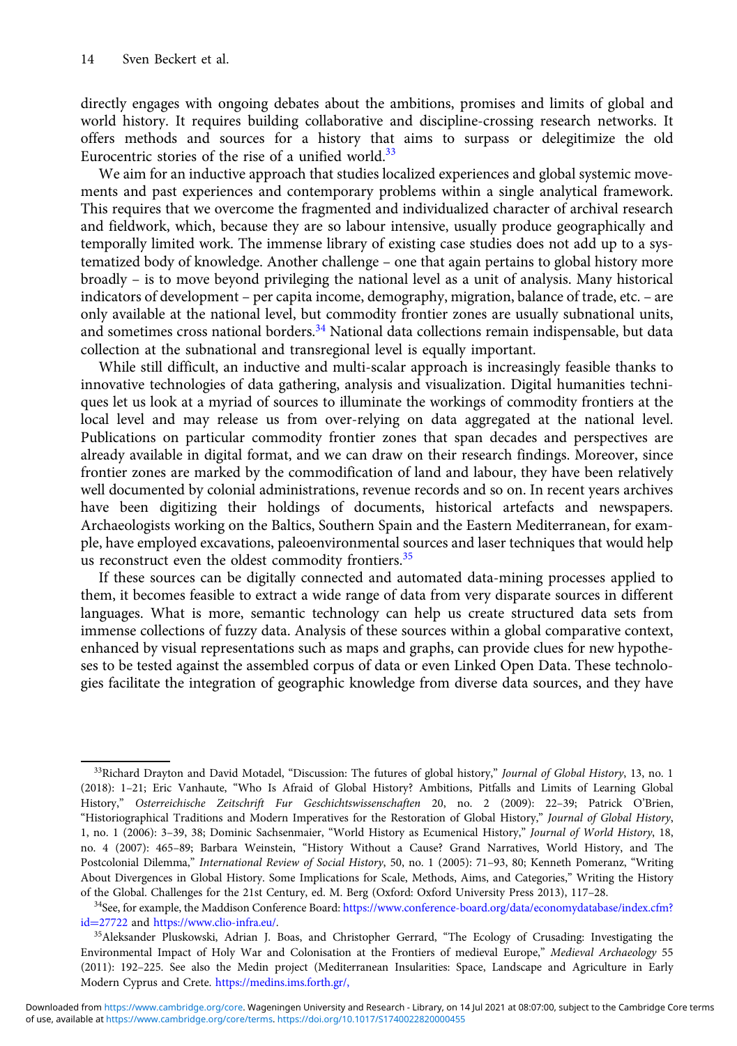directly engages with ongoing debates about the ambitions, promises and limits of global and world history. It requires building collaborative and discipline-crossing research networks. It offers methods and sources for a history that aims to surpass or delegitimize the old Eurocentric stories of the rise of a unified world.[33]

We aim for an inductive approach that studies localized experiences and global systemic movements and past experiences and contemporary problems within a single analytical framework. This requires that we overcome the fragmented and individualized character of archival research and fieldwork, which, because they are so labour intensive, usually produce geographically and temporally limited work. The immense library of existing case studies does not add up to a systematized body of knowledge. Another challenge – one that again pertains to global history more broadly – is to move beyond privileging the national level as a unit of analysis. Many historical indicators of development – per capita income, demography, migration, balance of trade, etc. – are only available at the national level, but commodity frontier zones are usually subnational units, and sometimes cross national borders.[34] National data collections remain indispensable, but data collection at the subnational and transregional level is equally important.

While still difficult, an inductive and multi-scalar approach is increasingly feasible thanks to innovative technologies of data gathering, analysis and visualization. Digital humanities techniques let us look at a myriad of sources to illuminate the workings of commodity frontiers at the local level and may release us from over-relying on data aggregated at the national level. Publications on particular commodity frontier zones that span decades and perspectives are already available in digital format, and we can draw on their research findings. Moreover, since frontier zones are marked by the commodification of land and labour, they have been relatively well documented by colonial administrations, revenue records and so on. In recent years archives have been digitizing their holdings of documents, historical artefacts and newspapers. Archaeologists working on the Baltics, Southern Spain and the Eastern Mediterranean, for example, have employed excavations, paleoenvironmental sources and laser techniques that would help us reconstruct even the oldest commodity frontiers.[35]

If these sources can be digitally connected and automated data-mining processes applied to them, it becomes feasible to extract a wide range of data from very disparate sources in different languages. What is more, semantic technology can help us create structured data sets from immense collections of fuzzy data. Analysis of these sources within a global comparative context, enhanced by visual representations such as maps and graphs, can provide clues for new hypotheses to be tested against the assembled corpus of data or even Linked Open Data. These technologies facilitate the integration of geographic knowledge from diverse data sources, and they have

---

[33] Richard Drayton and David Motadel, "Discussion: The futures of global history," *Journal of Global History*, 13, no. 1 (2018): 1–21; Eric Vanhaute, "Who Is Afraid of Global History? Ambitions, Pitfalls and Limits of Learning Global History," *Osterreichische Zeitschrift Fur Geschichtswissenschaften* 20, no. 2 (2009): 22–39; Patrick O'Brien, "Historiographical Traditions and Modern Imperatives for the Restoration of Global History," *Journal of Global History*, 1, no. 1 (2006): 3–39, 38; Dominic Sachsenmaier, "World History as Ecumenical History," *Journal of World History*, 18, no. 4 (2007): 465–89; Barbara Weinstein, "History Without a Cause? Grand Narratives, World History, and The Postcolonial Dilemma," *International Review of Social History*, 50, no. 1 (2005): 71–93, 80; Kenneth Pomeranz, "Writing About Divergences in Global History. Some Implications for Scale, Methods, Aims, and Categories," Writing the History of the Global. Challenges for the 21st Century, ed. M. Berg (Oxford: Oxford University Press 2013), 117–28.

[34] See, for example, the Maddison Conference Board: https://www.conference-board.org/data/economydatabase/index.cfm?id=27722 and https://www.clio-infra.eu/.

[35] Aleksander Pluskowski, Adrian J. Boas, and Christopher Gerrard, "The Ecology of Crusading: Investigating the Environmental Impact of Holy War and Colonisation at the Frontiers of medieval Europe," *Medieval Archaeology* 55 (2011): 192–225. See also the Medin project (Mediterranean Insularities: Space, Landscape and Agriculture in Early Modern Cyprus and Crete. https://medins.ims.forth.gr/,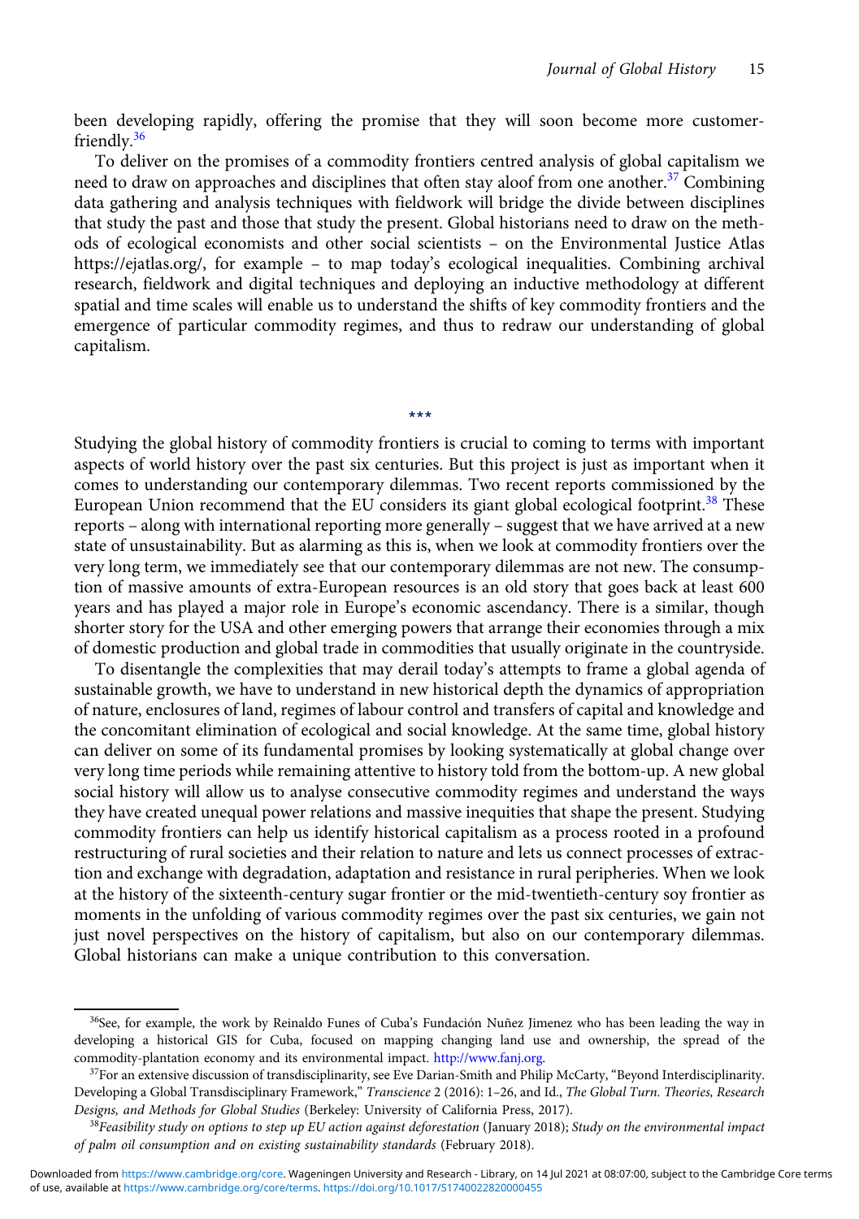been developing rapidly, offering the promise that they will soon become more customer-friendly.[36]

To deliver on the promises of a commodity frontiers centred analysis of global capitalism we need to draw on approaches and disciplines that often stay aloof from one another.[37] Combining data gathering and analysis techniques with fieldwork will bridge the divide between disciplines that study the past and those that study the present. Global historians need to draw on the methods of ecological economists and other social scientists – on the Environmental Justice Atlas https://ejatlas.org/, for example – to map today's ecological inequalities. Combining archival research, fieldwork and digital techniques and deploying an inductive methodology at different spatial and time scales will enable us to understand the shifts of key commodity frontiers and the emergence of particular commodity regimes, and thus to redraw our understanding of global capitalism.

\*\*\*

Studying the global history of commodity frontiers is crucial to coming to terms with important aspects of world history over the past six centuries. But this project is just as important when it comes to understanding our contemporary dilemmas. Two recent reports commissioned by the European Union recommend that the EU considers its giant global ecological footprint.[38] These reports – along with international reporting more generally – suggest that we have arrived at a new state of unsustainability. But as alarming as this is, when we look at commodity frontiers over the very long term, we immediately see that our contemporary dilemmas are not new. The consumption of massive amounts of extra-European resources is an old story that goes back at least 600 years and has played a major role in Europe's economic ascendancy. There is a similar, though shorter story for the USA and other emerging powers that arrange their economies through a mix of domestic production and global trade in commodities that usually originate in the countryside.

To disentangle the complexities that may derail today's attempts to frame a global agenda of sustainable growth, we have to understand in new historical depth the dynamics of appropriation of nature, enclosures of land, regimes of labour control and transfers of capital and knowledge and the concomitant elimination of ecological and social knowledge. At the same time, global history can deliver on some of its fundamental promises by looking systematically at global change over very long time periods while remaining attentive to history told from the bottom-up. A new global social history will allow us to analyse consecutive commodity regimes and understand the ways they have created unequal power relations and massive inequities that shape the present. Studying commodity frontiers can help us identify historical capitalism as a process rooted in a profound restructuring of rural societies and their relation to nature and lets us connect processes of extraction and exchange with degradation, adaptation and resistance in rural peripheries. When we look at the history of the sixteenth-century sugar frontier or the mid-twentieth-century soy frontier as moments in the unfolding of various commodity regimes over the past six centuries, we gain not just novel perspectives on the history of capitalism, but also on our contemporary dilemmas. Global historians can make a unique contribution to this conversation.

---

[36] See, for example, the work by Reinaldo Funes of Cuba's Fundación Nuñez Jimenez who has been leading the way in developing a historical GIS for Cuba, focused on mapping changing land use and ownership, the spread of the commodity-plantation economy and its environmental impact. http://www.fanj.org.

[37] For an extensive discussion of transdisciplinarity, see Eve Darian-Smith and Philip McCarty, "Beyond Interdisciplinarity. Developing a Global Transdisciplinary Framework," *Transcience* 2 (2016): 1–26, and Id., *The Global Turn. Theories, Research Designs, and Methods for Global Studies* (Berkeley: University of California Press, 2017).

[38] *Feasibility study on options to step up EU action against deforestation* (January 2018); *Study on the environmental impact of palm oil consumption and on existing sustainability standards* (February 2018).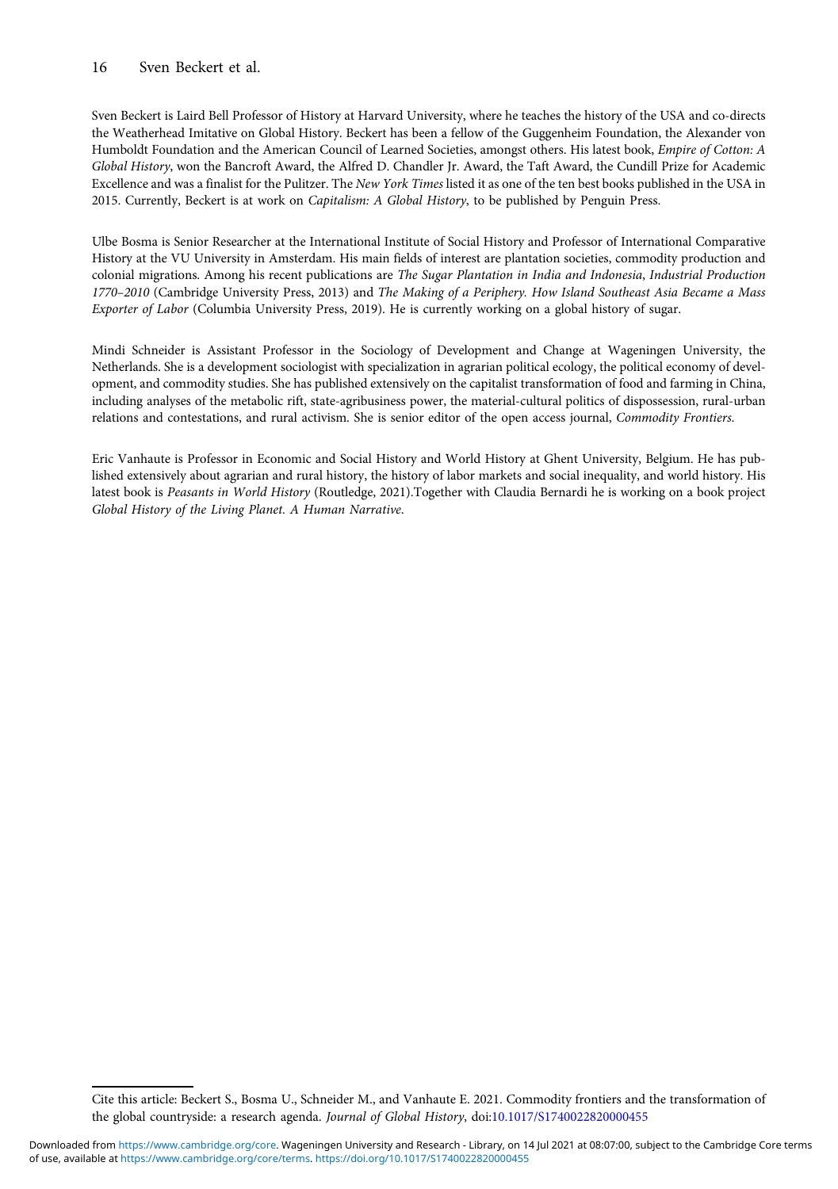Sven Beckert is Laird Bell Professor of History at Harvard University, where he teaches the history of the USA and co-directs the Weatherhead Imitative on Global History. Beckert has been a fellow of the Guggenheim Foundation, the Alexander von Humboldt Foundation and the American Council of Learned Societies, amongst others. His latest book, *Empire of Cotton: A Global History*, won the Bancroft Award, the Alfred D. Chandler Jr. Award, the Taft Award, the Cundill Prize for Academic Excellence and was a finalist for the Pulitzer. The *New York Times* listed it as one of the ten best books published in the USA in 2015. Currently, Beckert is at work on *Capitalism: A Global History*, to be published by Penguin Press.

Ulbe Bosma is Senior Researcher at the International Institute of Social History and Professor of International Comparative History at the VU University in Amsterdam. His main fields of interest are plantation societies, commodity production and colonial migrations. Among his recent publications are *The Sugar Plantation in India and Indonesia, Industrial Production 1770–2010* (Cambridge University Press, 2013) and *The Making of a Periphery. How Island Southeast Asia Became a Mass Exporter of Labor* (Columbia University Press, 2019). He is currently working on a global history of sugar.

Mindi Schneider is Assistant Professor in the Sociology of Development and Change at Wageningen University, the Netherlands. She is a development sociologist with specialization in agrarian political ecology, the political economy of development, and commodity studies. She has published extensively on the capitalist transformation of food and farming in China, including analyses of the metabolic rift, state-agribusiness power, the material-cultural politics of dispossession, rural-urban relations and contestations, and rural activism. She is senior editor of the open access journal, *Commodity Frontiers*.

Eric Vanhaute is Professor in Economic and Social History and World History at Ghent University, Belgium. He has published extensively about agrarian and rural history, the history of labor markets and social inequality, and world history. His latest book is *Peasants in World History* (Routledge, 2021).Together with Claudia Bernardi he is working on a book project *Global History of the Living Planet. A Human Narrative*.

Cite this article: Beckert S., Bosma U., Schneider M., and Vanhaute E. 2021. Commodity frontiers and the transformation of the global countryside: a research agenda. *Journal of Global History*, doi:10.1017/S1740022820000455